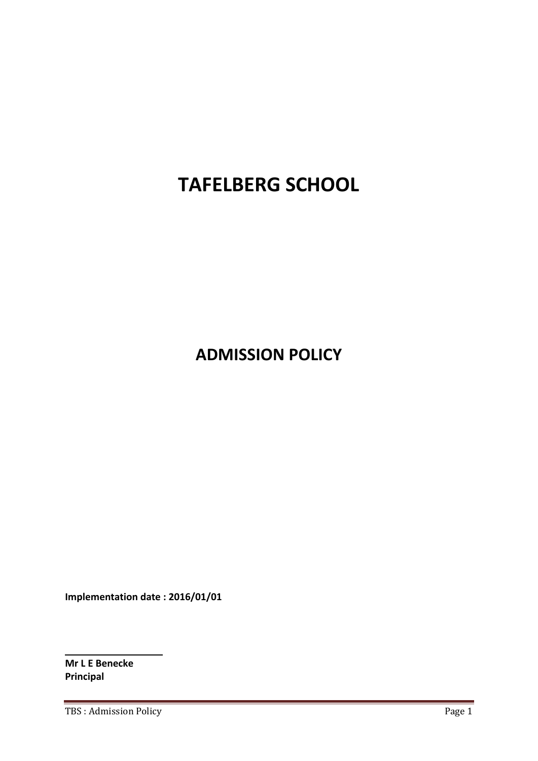# TAFELBERG SCHOOL

## ADMISSION POLICY

**Implementation date : 2016/01/01**

**Mr L E Benecke**
**Principal**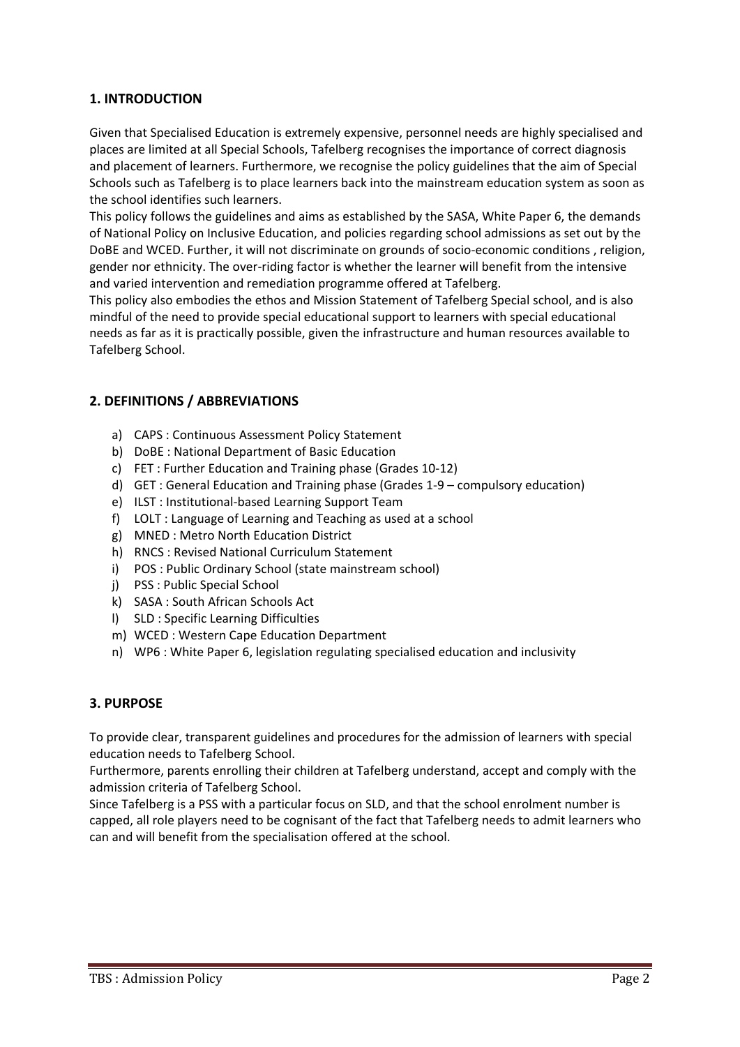## 1. INTRODUCTION

Given that Specialised Education is extremely expensive, personnel needs are highly specialised and places are limited at all Special Schools, Tafelberg recognises the importance of correct diagnosis and placement of learners. Furthermore, we recognise the policy guidelines that the aim of Special Schools such as Tafelberg is to place learners back into the mainstream education system as soon as the school identifies such learners.

This policy follows the guidelines and aims as established by the SASA, White Paper 6, the demands of National Policy on Inclusive Education, and policies regarding school admissions as set out by the DoBE and WCED. Further, it will not discriminate on grounds of socio-economic conditions , religion, gender nor ethnicity. The over-riding factor is whether the learner will benefit from the intensive and varied intervention and remediation programme offered at Tafelberg.

This policy also embodies the ethos and Mission Statement of Tafelberg Special school, and is also mindful of the need to provide special educational support to learners with special educational needs as far as it is practically possible, given the infrastructure and human resources available to Tafelberg School.

## 2. DEFINITIONS / ABBREVIATIONS

a) CAPS : Continuous Assessment Policy Statement
b) DoBE : National Department of Basic Education
c) FET : Further Education and Training phase (Grades 10-12)
d) GET : General Education and Training phase (Grades 1-9 – compulsory education)
e) ILST : Institutional-based Learning Support Team
f) LOLT : Language of Learning and Teaching as used at a school
g) MNED : Metro North Education District
h) RNCS : Revised National Curriculum Statement
i) POS : Public Ordinary School (state mainstream school)
j) PSS : Public Special School
k) SASA : South African Schools Act
l) SLD : Specific Learning Difficulties
m) WCED : Western Cape Education Department
n) WP6 : White Paper 6, legislation regulating specialised education and inclusivity

## 3. PURPOSE

To provide clear, transparent guidelines and procedures for the admission of learners with special education needs to Tafelberg School.

Furthermore, parents enrolling their children at Tafelberg understand, accept and comply with the admission criteria of Tafelberg School.

Since Tafelberg is a PSS with a particular focus on SLD, and that the school enrolment number is capped, all role players need to be cognisant of the fact that Tafelberg needs to admit learners who can and will benefit from the specialisation offered at the school.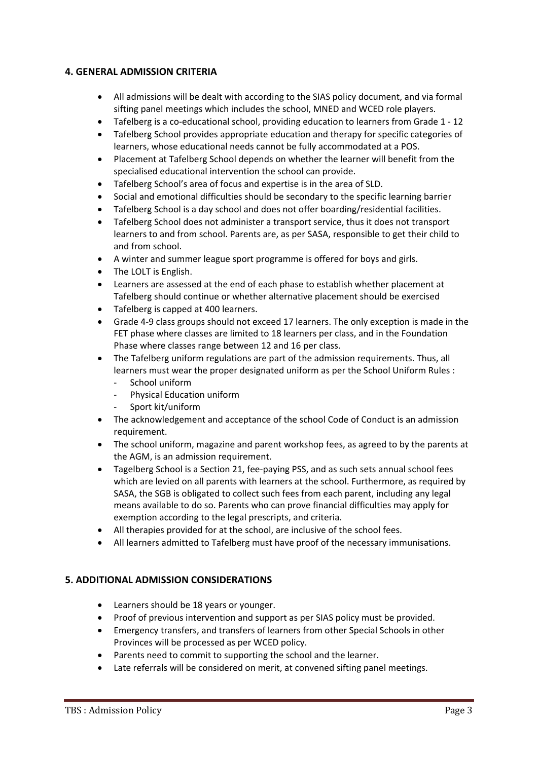## 4. GENERAL ADMISSION CRITERIA

- All admissions will be dealt with according to the SIAS policy document, and via formal sifting panel meetings which includes the school, MNED and WCED role players.
- Tafelberg is a co-educational school, providing education to learners from Grade 1 - 12
- Tafelberg School provides appropriate education and therapy for specific categories of learners, whose educational needs cannot be fully accommodated at a POS.
- Placement at Tafelberg School depends on whether the learner will benefit from the specialised educational intervention the school can provide.
- Tafelberg School's area of focus and expertise is in the area of SLD.
- Social and emotional difficulties should be secondary to the specific learning barrier
- Tafelberg School is a day school and does not offer boarding/residential facilities.
- Tafelberg School does not administer a transport service, thus it does not transport learners to and from school. Parents are, as per SASA, responsible to get their child to and from school.
- A winter and summer league sport programme is offered for boys and girls.
- The LOLT is English.
- Learners are assessed at the end of each phase to establish whether placement at Tafelberg should continue or whether alternative placement should be exercised
- Tafelberg is capped at 400 learners.
- Grade 4-9 class groups should not exceed 17 learners. The only exception is made in the FET phase where classes are limited to 18 learners per class, and in the Foundation Phase where classes range between 12 and 16 per class.
- The Tafelberg uniform regulations are part of the admission requirements. Thus, all learners must wear the proper designated uniform as per the School Uniform Rules :
  - School uniform
  - Physical Education uniform
  - Sport kit/uniform
- The acknowledgement and acceptance of the school Code of Conduct is an admission requirement.
- The school uniform, magazine and parent workshop fees, as agreed to by the parents at the AGM, is an admission requirement.
- Tagelberg School is a Section 21, fee-paying PSS, and as such sets annual school fees which are levied on all parents with learners at the school. Furthermore, as required by SASA, the SGB is obligated to collect such fees from each parent, including any legal means available to do so. Parents who can prove financial difficulties may apply for exemption according to the legal prescripts, and criteria.
- All therapies provided for at the school, are inclusive of the school fees.
- All learners admitted to Tafelberg must have proof of the necessary immunisations.

## 5. ADDITIONAL ADMISSION CONSIDERATIONS

- Learners should be 18 years or younger.
- Proof of previous intervention and support as per SIAS policy must be provided.
- Emergency transfers, and transfers of learners from other Special Schools in other Provinces will be processed as per WCED policy.
- Parents need to commit to supporting the school and the learner.
- Late referrals will be considered on merit, at convened sifting panel meetings.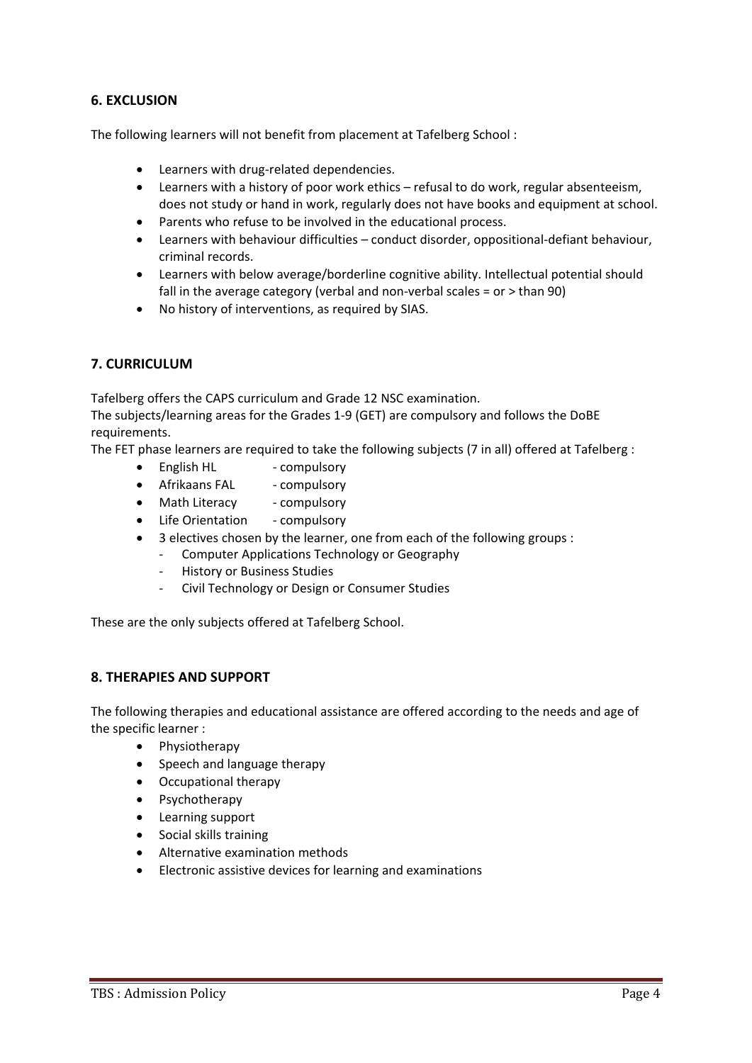## 6. EXCLUSION

The following learners will not benefit from placement at Tafelberg School :

- Learners with drug-related dependencies.
- Learners with a history of poor work ethics – refusal to do work, regular absenteeism, does not study or hand in work, regularly does not have books and equipment at school.
- Parents who refuse to be involved in the educational process.
- Learners with behaviour difficulties – conduct disorder, oppositional-defiant behaviour, criminal records.
- Learners with below average/borderline cognitive ability. Intellectual potential should fall in the average category (verbal and non-verbal scales = or > than 90)
- No history of interventions, as required by SIAS.

## 7. CURRICULUM

Tafelberg offers the CAPS curriculum and Grade 12 NSC examination.
The subjects/learning areas for the Grades 1-9 (GET) are compulsory and follows the DoBE requirements.
The FET phase learners are required to take the following subjects (7 in all) offered at Tafelberg :

- English HL - compulsory
- Afrikaans FAL - compulsory
- Math Literacy - compulsory
- Life Orientation - compulsory
- 3 electives chosen by the learner, one from each of the following groups :
  - Computer Applications Technology or Geography
  - History or Business Studies
  - Civil Technology or Design or Consumer Studies

These are the only subjects offered at Tafelberg School.

## 8. THERAPIES AND SUPPORT

The following therapies and educational assistance are offered according to the needs and age of the specific learner :

- Physiotherapy
- Speech and language therapy
- Occupational therapy
- Psychotherapy
- Learning support
- Social skills training
- Alternative examination methods
- Electronic assistive devices for learning and examinations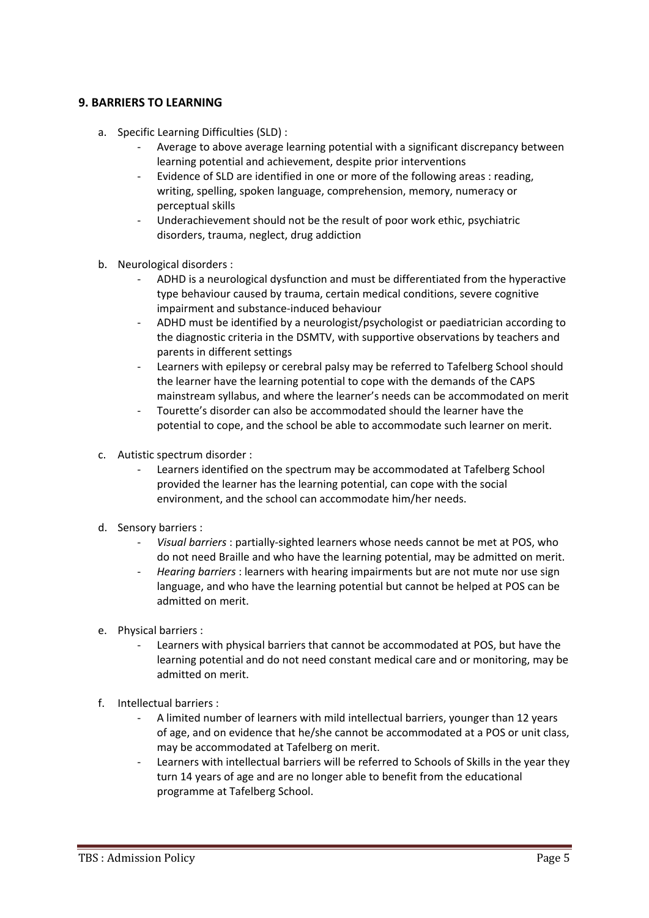## 9. BARRIERS TO LEARNING

a. Specific Learning Difficulties (SLD) :
   - Average to above average learning potential with a significant discrepancy between learning potential and achievement, despite prior interventions
   - Evidence of SLD are identified in one or more of the following areas : reading, writing, spelling, spoken language, comprehension, memory, numeracy or perceptual skills
   - Underachievement should not be the result of poor work ethic, psychiatric disorders, trauma, neglect, drug addiction

b. Neurological disorders :
   - ADHD is a neurological dysfunction and must be differentiated from the hyperactive type behaviour caused by trauma, certain medical conditions, severe cognitive impairment and substance-induced behaviour
   - ADHD must be identified by a neurologist/psychologist or paediatrician according to the diagnostic criteria in the DSMTV, with supportive observations by teachers and parents in different settings
   - Learners with epilepsy or cerebral palsy may be referred to Tafelberg School should the learner have the learning potential to cope with the demands of the CAPS mainstream syllabus, and where the learner's needs can be accommodated on merit
   - Tourette's disorder can also be accommodated should the learner have the potential to cope, and the school be able to accommodate such learner on merit.

c. Autistic spectrum disorder :
   - Learners identified on the spectrum may be accommodated at Tafelberg School provided the learner has the learning potential, can cope with the social environment, and the school can accommodate him/her needs.

d. Sensory barriers :
   - *Visual barriers* : partially-sighted learners whose needs cannot be met at POS, who do not need Braille and who have the learning potential, may be admitted on merit.
   - *Hearing barriers* : learners with hearing impairments but are not mute nor use sign language, and who have the learning potential but cannot be helped at POS can be admitted on merit.

e. Physical barriers :
   - Learners with physical barriers that cannot be accommodated at POS, but have the learning potential and do not need constant medical care and or monitoring, may be admitted on merit.

f. Intellectual barriers :
   - A limited number of learners with mild intellectual barriers, younger than 12 years of age, and on evidence that he/she cannot be accommodated at a POS or unit class, may be accommodated at Tafelberg on merit.
   - Learners with intellectual barriers will be referred to Schools of Skills in the year they turn 14 years of age and are no longer able to benefit from the educational programme at Tafelberg School.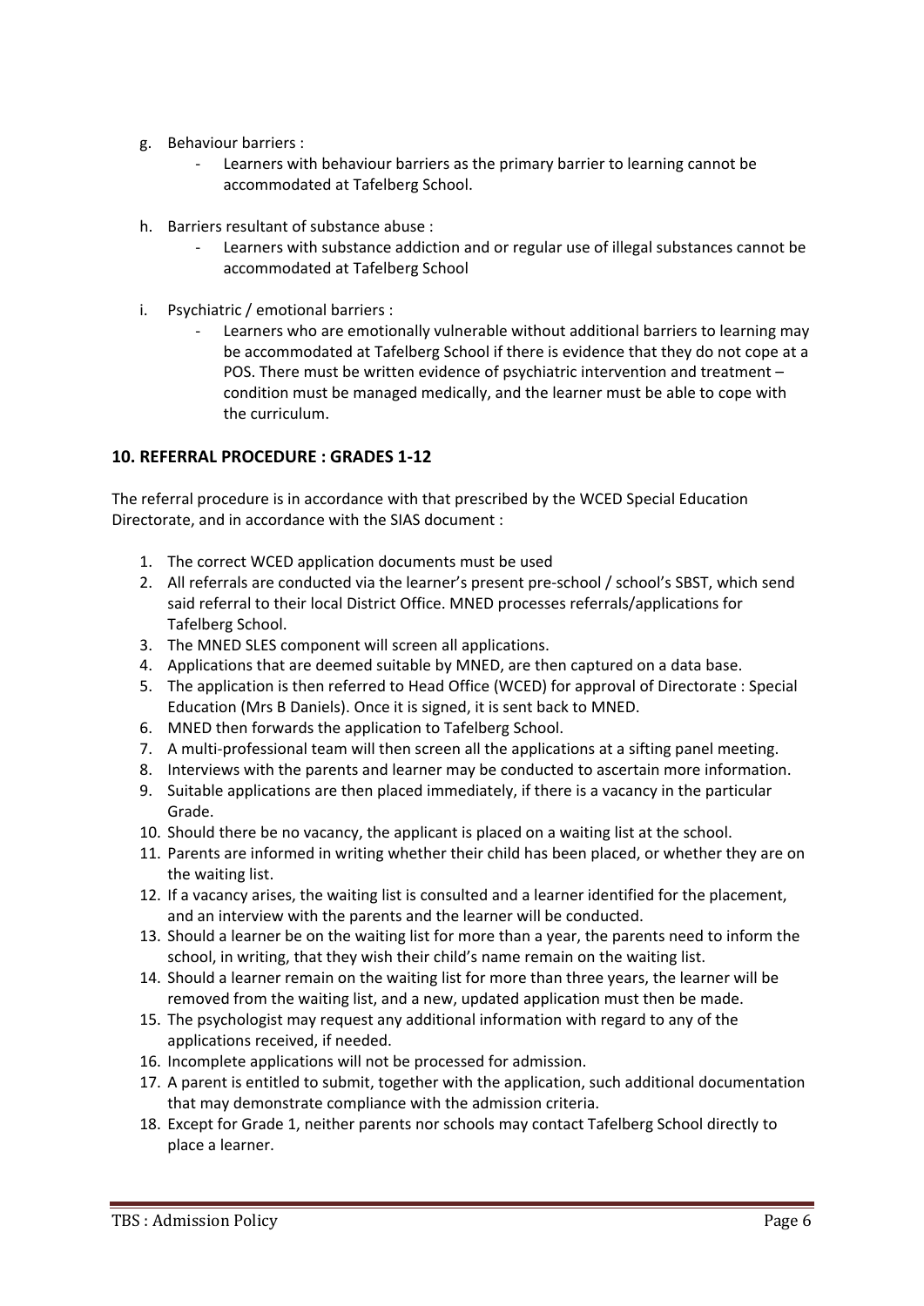g. Behaviour barriers :
    - Learners with behaviour barriers as the primary barrier to learning cannot be accommodated at Tafelberg School.

h. Barriers resultant of substance abuse :
    - Learners with substance addiction and or regular use of illegal substances cannot be accommodated at Tafelberg School

i. Psychiatric / emotional barriers :
    - Learners who are emotionally vulnerable without additional barriers to learning may be accommodated at Tafelberg School if there is evidence that they do not cope at a POS. There must be written evidence of psychiatric intervention and treatment – condition must be managed medically, and the learner must be able to cope with the curriculum.

## 10. REFERRAL PROCEDURE : GRADES 1-12

The referral procedure is in accordance with that prescribed by the WCED Special Education Directorate, and in accordance with the SIAS document :

1. The correct WCED application documents must be used
2. All referrals are conducted via the learner's present pre-school / school's SBST, which send said referral to their local District Office. MNED processes referrals/applications for Tafelberg School.
3. The MNED SLES component will screen all applications.
4. Applications that are deemed suitable by MNED, are then captured on a data base.
5. The application is then referred to Head Office (WCED) for approval of Directorate : Special Education (Mrs B Daniels). Once it is signed, it is sent back to MNED.
6. MNED then forwards the application to Tafelberg School.
7. A multi-professional team will then screen all the applications at a sifting panel meeting.
8. Interviews with the parents and learner may be conducted to ascertain more information.
9. Suitable applications are then placed immediately, if there is a vacancy in the particular Grade.
10. Should there be no vacancy, the applicant is placed on a waiting list at the school.
11. Parents are informed in writing whether their child has been placed, or whether they are on the waiting list.
12. If a vacancy arises, the waiting list is consulted and a learner identified for the placement, and an interview with the parents and the learner will be conducted.
13. Should a learner be on the waiting list for more than a year, the parents need to inform the school, in writing, that they wish their child's name remain on the waiting list.
14. Should a learner remain on the waiting list for more than three years, the learner will be removed from the waiting list, and a new, updated application must then be made.
15. The psychologist may request any additional information with regard to any of the applications received, if needed.
16. Incomplete applications will not be processed for admission.
17. A parent is entitled to submit, together with the application, such additional documentation that may demonstrate compliance with the admission criteria.
18. Except for Grade 1, neither parents nor schools may contact Tafelberg School directly to place a learner.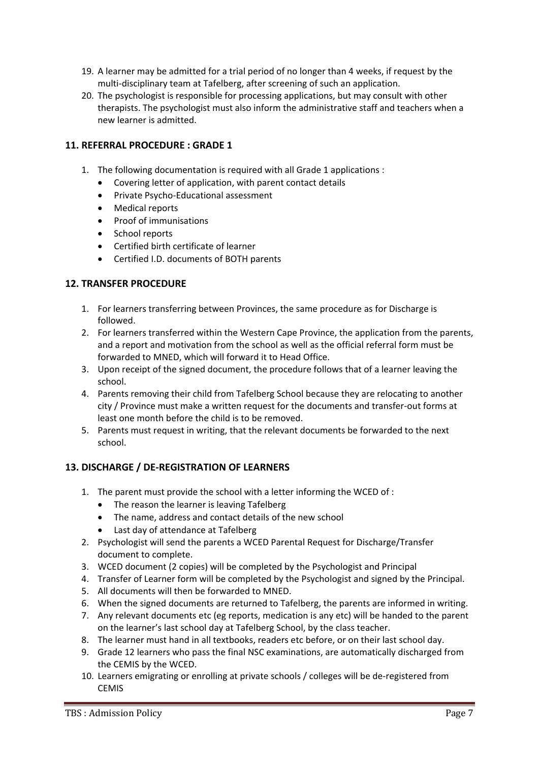19. A learner may be admitted for a trial period of no longer than 4 weeks, if request by the multi-disciplinary team at Tafelberg, after screening of such an application.
20. The psychologist is responsible for processing applications, but may consult with other therapists. The psychologist must also inform the administrative staff and teachers when a new learner is admitted.

## 11. REFERRAL PROCEDURE : GRADE 1

1. The following documentation is required with all Grade 1 applications :
   - Covering letter of application, with parent contact details
   - Private Psycho-Educational assessment
   - Medical reports
   - Proof of immunisations
   - School reports
   - Certified birth certificate of learner
   - Certified I.D. documents of BOTH parents

## 12. TRANSFER PROCEDURE

1. For learners transferring between Provinces, the same procedure as for Discharge is followed.
2. For learners transferred within the Western Cape Province, the application from the parents, and a report and motivation from the school as well as the official referral form must be forwarded to MNED, which will forward it to Head Office.
3. Upon receipt of the signed document, the procedure follows that of a learner leaving the school.
4. Parents removing their child from Tafelberg School because they are relocating to another city / Province must make a written request for the documents and transfer-out forms at least one month before the child is to be removed.
5. Parents must request in writing, that the relevant documents be forwarded to the next school.

## 13. DISCHARGE / DE-REGISTRATION OF LEARNERS

1. The parent must provide the school with a letter informing the WCED of :
   - The reason the learner is leaving Tafelberg
   - The name, address and contact details of the new school
   - Last day of attendance at Tafelberg
2. Psychologist will send the parents a WCED Parental Request for Discharge/Transfer document to complete.
3. WCED document (2 copies) will be completed by the Psychologist and Principal
4. Transfer of Learner form will be completed by the Psychologist and signed by the Principal.
5. All documents will then be forwarded to MNED.
6. When the signed documents are returned to Tafelberg, the parents are informed in writing.
7. Any relevant documents etc (eg reports, medication is any etc) will be handed to the parent on the learner's last school day at Tafelberg School, by the class teacher.
8. The learner must hand in all textbooks, readers etc before, or on their last school day.
9. Grade 12 learners who pass the final NSC examinations, are automatically discharged from the CEMIS by the WCED.
10. Learners emigrating or enrolling at private schools / colleges will be de-registered from CEMIS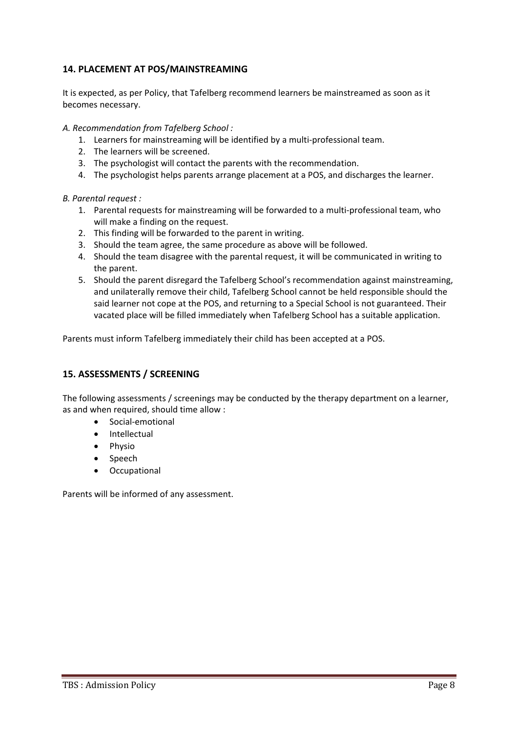## 14. PLACEMENT AT POS/MAINSTREAMING

It is expected, as per Policy, that Tafelberg recommend learners be mainstreamed as soon as it becomes necessary.

*A. Recommendation from Tafelberg School :*

1. Learners for mainstreaming will be identified by a multi-professional team.
2. The learners will be screened.
3. The psychologist will contact the parents with the recommendation.
4. The psychologist helps parents arrange placement at a POS, and discharges the learner.

*B. Parental request :*

1. Parental requests for mainstreaming will be forwarded to a multi-professional team, who will make a finding on the request.
2. This finding will be forwarded to the parent in writing.
3. Should the team agree, the same procedure as above will be followed.
4. Should the team disagree with the parental request, it will be communicated in writing to the parent.
5. Should the parent disregard the Tafelberg School's recommendation against mainstreaming, and unilaterally remove their child, Tafelberg School cannot be held responsible should the said learner not cope at the POS, and returning to a Special School is not guaranteed. Their vacated place will be filled immediately when Tafelberg School has a suitable application.

Parents must inform Tafelberg immediately their child has been accepted at a POS.

## 15. ASSESSMENTS / SCREENING

The following assessments / screenings may be conducted by the therapy department on a learner, as and when required, should time allow :

- Social-emotional
- Intellectual
- Physio
- Speech
- Occupational

Parents will be informed of any assessment.